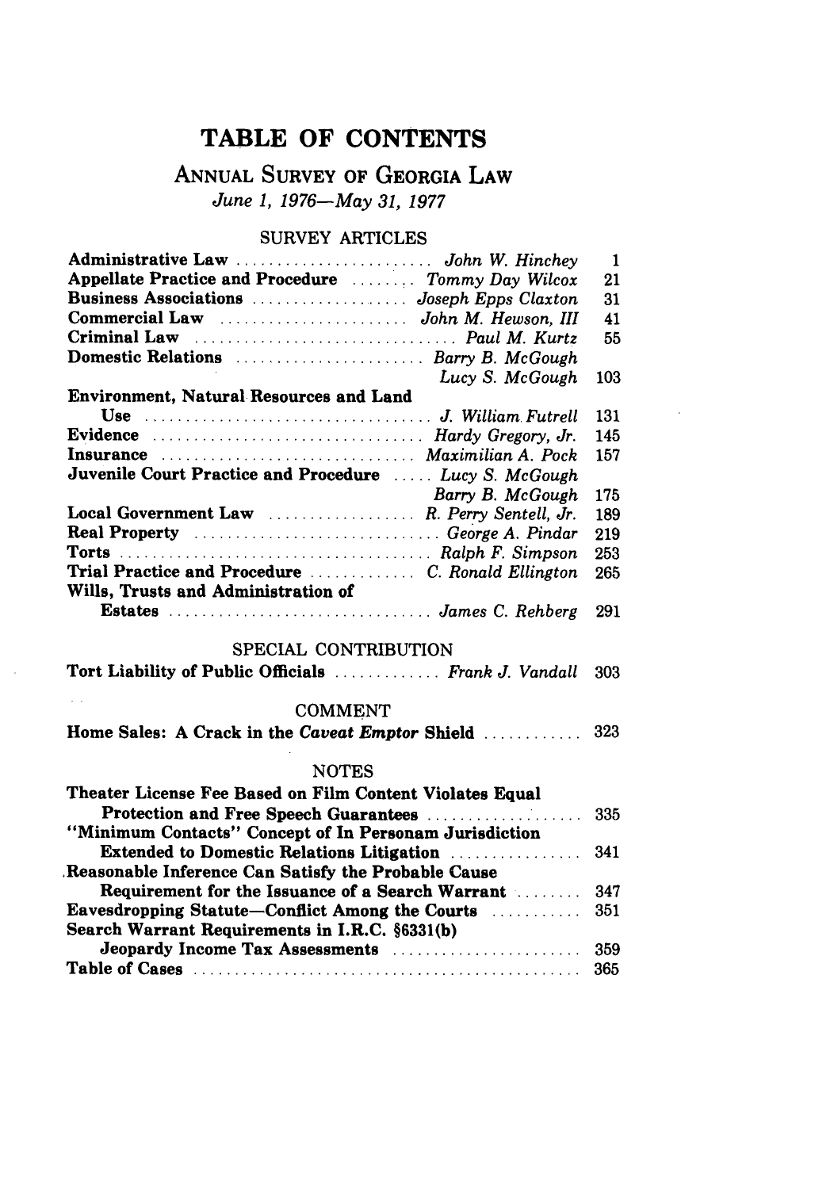# TABLE OF CONTENTS

## ANNUAL SURVEY OF GEORGIA LAW

*June 1, 1976—May 31, 1977*

### SURVEY ARTICLES

| | | |
|---|---|---|
| **Administrative Law** | *John W. Hinchey* | 1 |
| **Appellate Practice and Procedure** | *Tommy Day Wilcox* | 21 |
| **Business Associations** | *Joseph Epps Claxton* | 31 |
| **Commercial Law** | *John M. Hewson, III* | 41 |
| **Criminal Law** | *Paul M. Kurtz* | 55 |
| **Domestic Relations** | *Barry B. McGough*<br>*Lucy S. McGough* | 103 |
| **Environment, Natural Resources and Land Use** | *J. William Futrell* | 131 |
| **Evidence** | *Hardy Gregory, Jr.* | 145 |
| **Insurance** | *Maximilian A. Pock* | 157 |
| **Juvenile Court Practice and Procedure** | *Lucy S. McGough*<br>*Barry B. McGough* | 175 |
| **Local Government Law** | *R. Perry Sentell, Jr.* | 189 |
| **Real Property** | *George A. Pindar* | 219 |
| **Torts** | *Ralph F. Simpson* | 253 |
| **Trial Practice and Procedure** | *C. Ronald Ellington* | 265 |
| **Wills, Trusts and Administration of Estates** | *James C. Rehberg* | 291 |

### SPECIAL CONTRIBUTION

| | | |
|---|---|---|
| **Tort Liability of Public Officials** | *Frank J. Vandall* | 303 |

### COMMENT

| | |
|---|---|
| **Home Sales: A Crack in the *Caveat Emptor* Shield** | 323 |

### NOTES

| | |
|---|---|
| **Theater License Fee Based on Film Content Violates Equal Protection and Free Speech Guarantees** | 335 |
| **"Minimum Contacts" Concept of In Personam Jurisdiction Extended to Domestic Relations Litigation** | 341 |
| **Reasonable Inference Can Satisfy the Probable Cause Requirement for the Issuance of a Search Warrant** | 347 |
| **Eavesdropping Statute—Conflict Among the Courts** | 351 |
| **Search Warrant Requirements in I.R.C. §6331(b) Jeopardy Income Tax Assessments** | 359 |
| **Table of Cases** | 365 |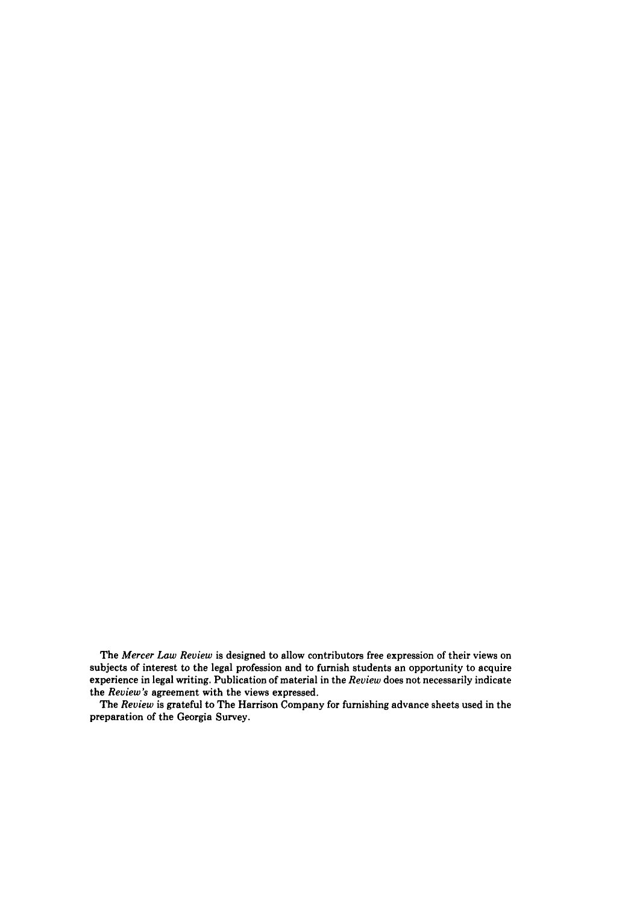The *Mercer Law Review* is designed to allow contributors free expression of their views on subjects of interest to the legal profession and to furnish students an opportunity to acquire experience in legal writing. Publication of material in the *Review* does not necessarily indicate the *Review's* agreement with the views expressed.

The *Review* is grateful to The Harrison Company for furnishing advance sheets used in the preparation of the Georgia Survey.